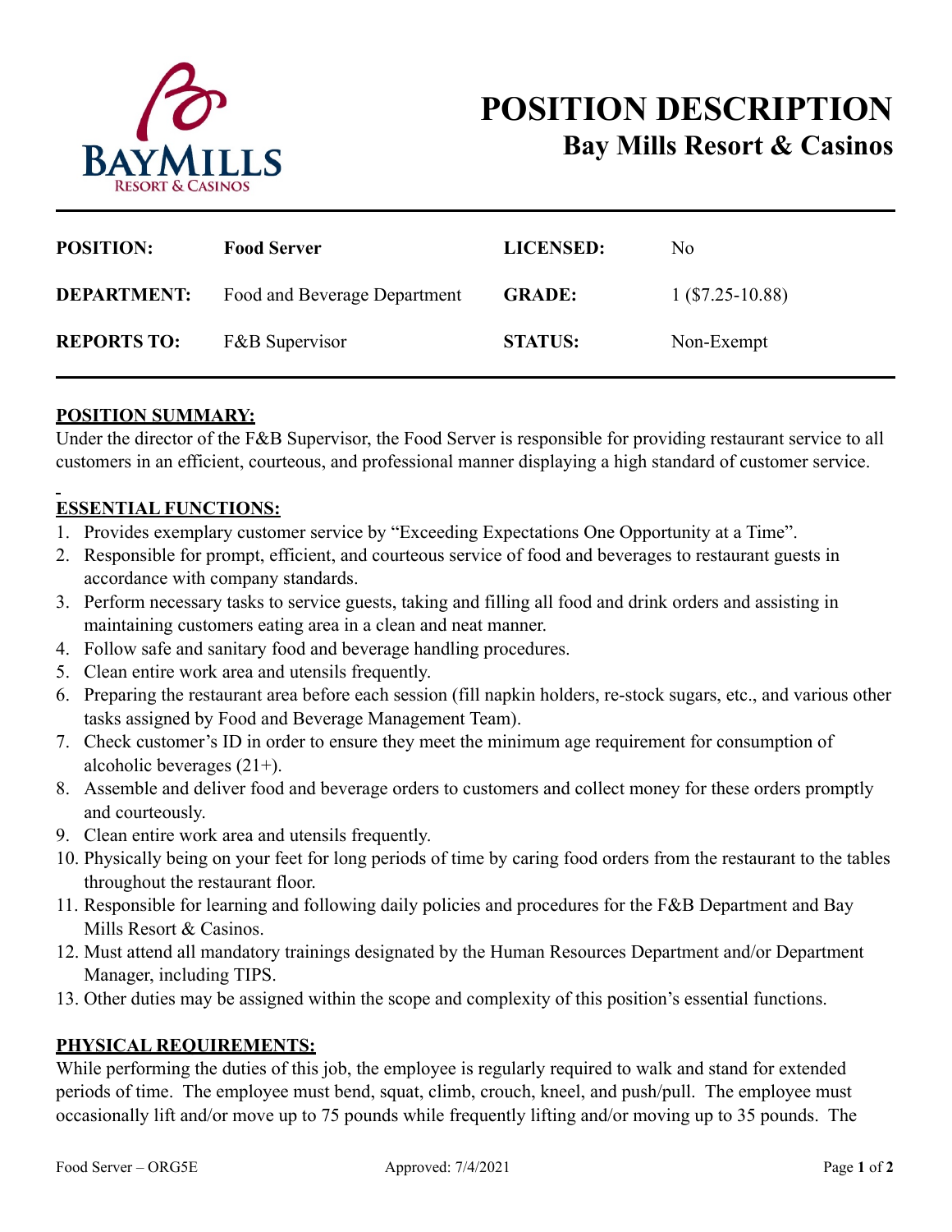# POSITION DESCRIPTION
## Bay Mills Resort & Casinos

| | | | |
|---|---|---|---|
| **POSITION:** | **Food Server** | **LICENSED:** | No |
| **DEPARTMENT:** | Food and Beverage Department | **GRADE:** | 1 ($7.25-10.88) |
| **REPORTS TO:** | F&B Supervisor | **STATUS:** | Non-Exempt |

**POSITION SUMMARY:**

Under the director of the F&B Supervisor, the Food Server is responsible for providing restaurant service to all customers in an efficient, courteous, and professional manner displaying a high standard of customer service.

**ESSENTIAL FUNCTIONS:**

1. Provides exemplary customer service by "Exceeding Expectations One Opportunity at a Time".
2. Responsible for prompt, efficient, and courteous service of food and beverages to restaurant guests in accordance with company standards.
3. Perform necessary tasks to service guests, taking and filling all food and drink orders and assisting in maintaining customers eating area in a clean and neat manner.
4. Follow safe and sanitary food and beverage handling procedures.
5. Clean entire work area and utensils frequently.
6. Preparing the restaurant area before each session (fill napkin holders, re-stock sugars, etc., and various other tasks assigned by Food and Beverage Management Team).
7. Check customer's ID in order to ensure they meet the minimum age requirement for consumption of alcoholic beverages (21+).
8. Assemble and deliver food and beverage orders to customers and collect money for these orders promptly and courteously.
9. Clean entire work area and utensils frequently.
10. Physically being on your feet for long periods of time by caring food orders from the restaurant to the tables throughout the restaurant floor.
11. Responsible for learning and following daily policies and procedures for the F&B Department and Bay Mills Resort & Casinos.
12. Must attend all mandatory trainings designated by the Human Resources Department and/or Department Manager, including TIPS.
13. Other duties may be assigned within the scope and complexity of this position's essential functions.

**PHYSICAL REQUIREMENTS:**

While performing the duties of this job, the employee is regularly required to walk and stand for extended periods of time. The employee must bend, squat, climb, crouch, kneel, and push/pull. The employee must occasionally lift and/or move up to 75 pounds while frequently lifting and/or moving up to 35 pounds. The

Food Server – ORG5E Approved: 7/4/2021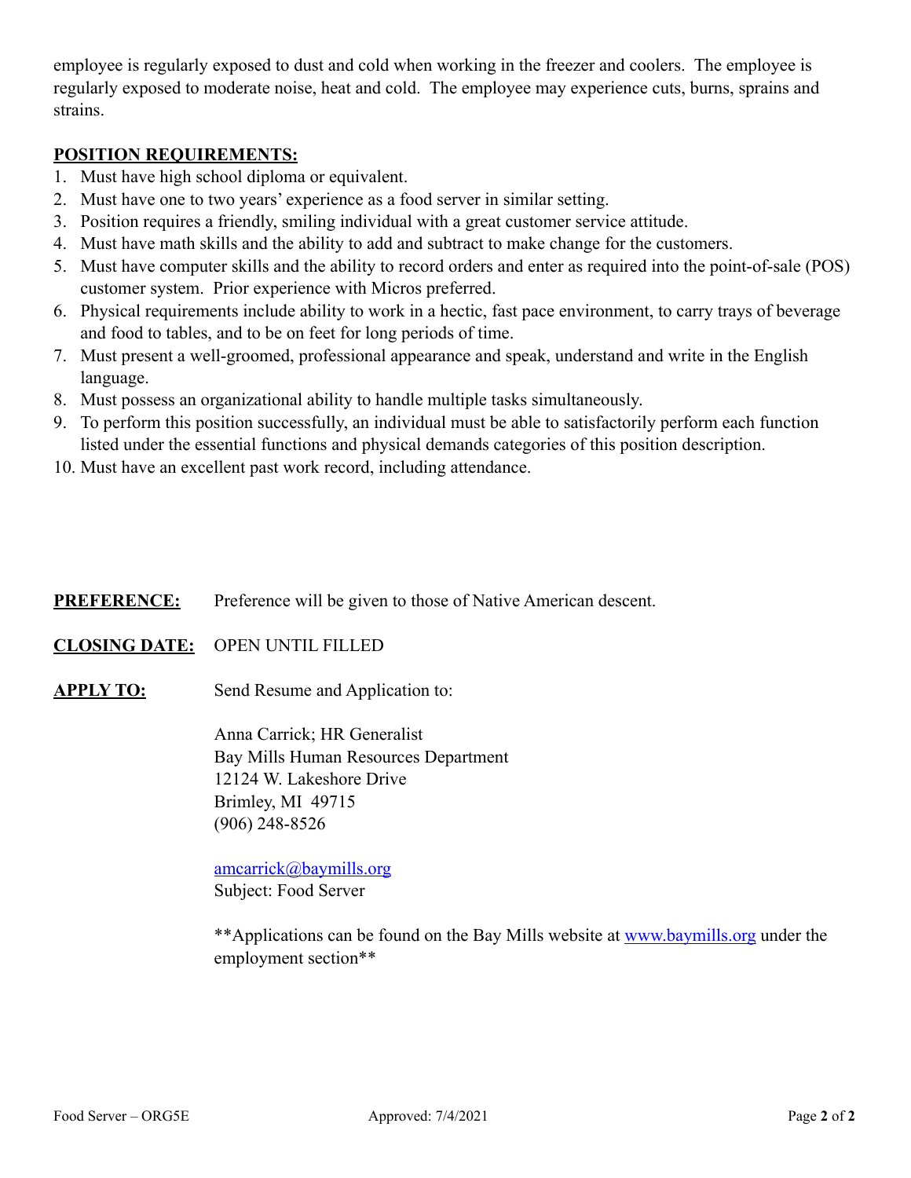employee is regularly exposed to dust and cold when working in the freezer and coolers. The employee is regularly exposed to moderate noise, heat and cold. The employee may experience cuts, burns, sprains and strains.

**POSITION REQUIREMENTS:**

1. Must have high school diploma or equivalent.
2. Must have one to two years' experience as a food server in similar setting.
3. Position requires a friendly, smiling individual with a great customer service attitude.
4. Must have math skills and the ability to add and subtract to make change for the customers.
5. Must have computer skills and the ability to record orders and enter as required into the point-of-sale (POS) customer system. Prior experience with Micros preferred.
6. Physical requirements include ability to work in a hectic, fast pace environment, to carry trays of beverage and food to tables, and to be on feet for long periods of time.
7. Must present a well-groomed, professional appearance and speak, understand and write in the English language.
8. Must possess an organizational ability to handle multiple tasks simultaneously.
9. To perform this position successfully, an individual must be able to satisfactorily perform each function listed under the essential functions and physical demands categories of this position description.
10. Must have an excellent past work record, including attendance.

**PREFERENCE:** Preference will be given to those of Native American descent.

**CLOSING DATE:** OPEN UNTIL FILLED

**APPLY TO:** Send Resume and Application to:

Anna Carrick; HR Generalist
Bay Mills Human Resources Department
12124 W. Lakeshore Drive
Brimley, MI 49715
(906) 248-8526

amcarrick@baymills.org
Subject: Food Server

**Applications can be found on the Bay Mills website at www.baymills.org under the employment section**

Food Server – ORG5E Approved: 7/4/2021